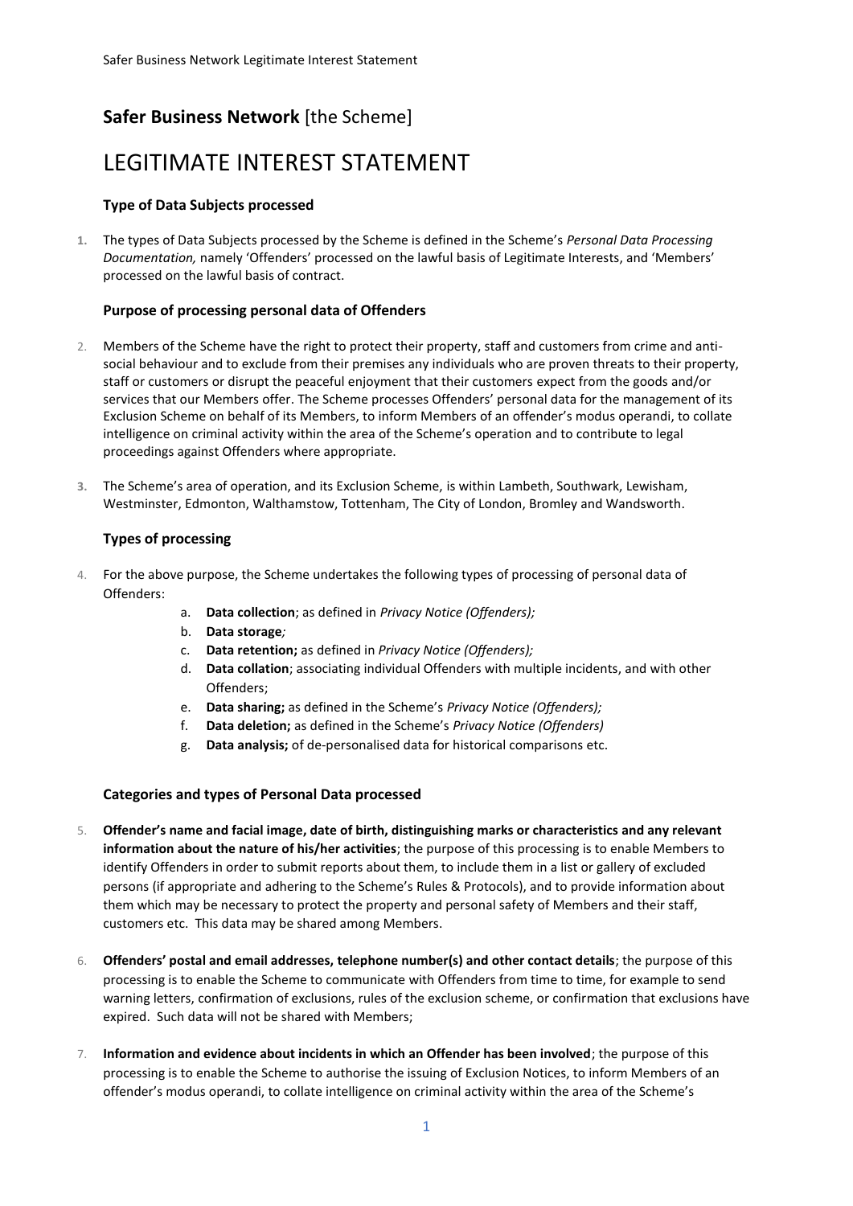## **Safer Business Network** [the Scheme]

# LEGITIMATE INTEREST STATEMENT

### Type of Data Subjects processed

1. The types of Data Subjects processed by the Scheme is defined in the Scheme's *Personal Data Processing Documentation,* namely 'Offenders' processed on the lawful basis of Legitimate Interests, and 'Members' processed on the lawful basis of contract.

### Purpose of processing personal data of Offenders

2. Members of the Scheme have the right to protect their property, staff and customers from crime and anti-social behaviour and to exclude from their premises any individuals who are proven threats to their property, staff or customers or disrupt the peaceful enjoyment that their customers expect from the goods and/or services that our Members offer. The Scheme processes Offenders' personal data for the management of its Exclusion Scheme on behalf of its Members, to inform Members of an offender's modus operandi, to collate intelligence on criminal activity within the area of the Scheme's operation and to contribute to legal proceedings against Offenders where appropriate.

3. The Scheme's area of operation, and its Exclusion Scheme, is within Lambeth, Southwark, Lewisham, Westminster, Edmonton, Walthamstow, Tottenham, The City of London, Bromley and Wandsworth.

### Types of processing

4. For the above purpose, the Scheme undertakes the following types of processing of personal data of Offenders:
    a. **Data collection**; as defined in *Privacy Notice (Offenders);*
    b. **Data storage***;*
    c. **Data retention;** as defined in *Privacy Notice (Offenders);*
    d. **Data collation**; associating individual Offenders with multiple incidents, and with other Offenders;
    e. **Data sharing;** as defined in the Scheme's *Privacy Notice (Offenders);*
    f. **Data deletion;** as defined in the Scheme's *Privacy Notice (Offenders)*
    g. **Data analysis;** of de-personalised data for historical comparisons etc.

### Categories and types of Personal Data processed

5. **Offender's name and facial image, date of birth, distinguishing marks or characteristics and any relevant information about the nature of his/her activities**; the purpose of this processing is to enable Members to identify Offenders in order to submit reports about them, to include them in a list or gallery of excluded persons (if appropriate and adhering to the Scheme's Rules & Protocols), and to provide information about them which may be necessary to protect the property and personal safety of Members and their staff, customers etc. This data may be shared among Members.

6. **Offenders' postal and email addresses, telephone number(s) and other contact details**; the purpose of this processing is to enable the Scheme to communicate with Offenders from time to time, for example to send warning letters, confirmation of exclusions, rules of the exclusion scheme, or confirmation that exclusions have expired. Such data will not be shared with Members;

7. **Information and evidence about incidents in which an Offender has been involved**; the purpose of this processing is to enable the Scheme to authorise the issuing of Exclusion Notices, to inform Members of an offender's modus operandi, to collate intelligence on criminal activity within the area of the Scheme's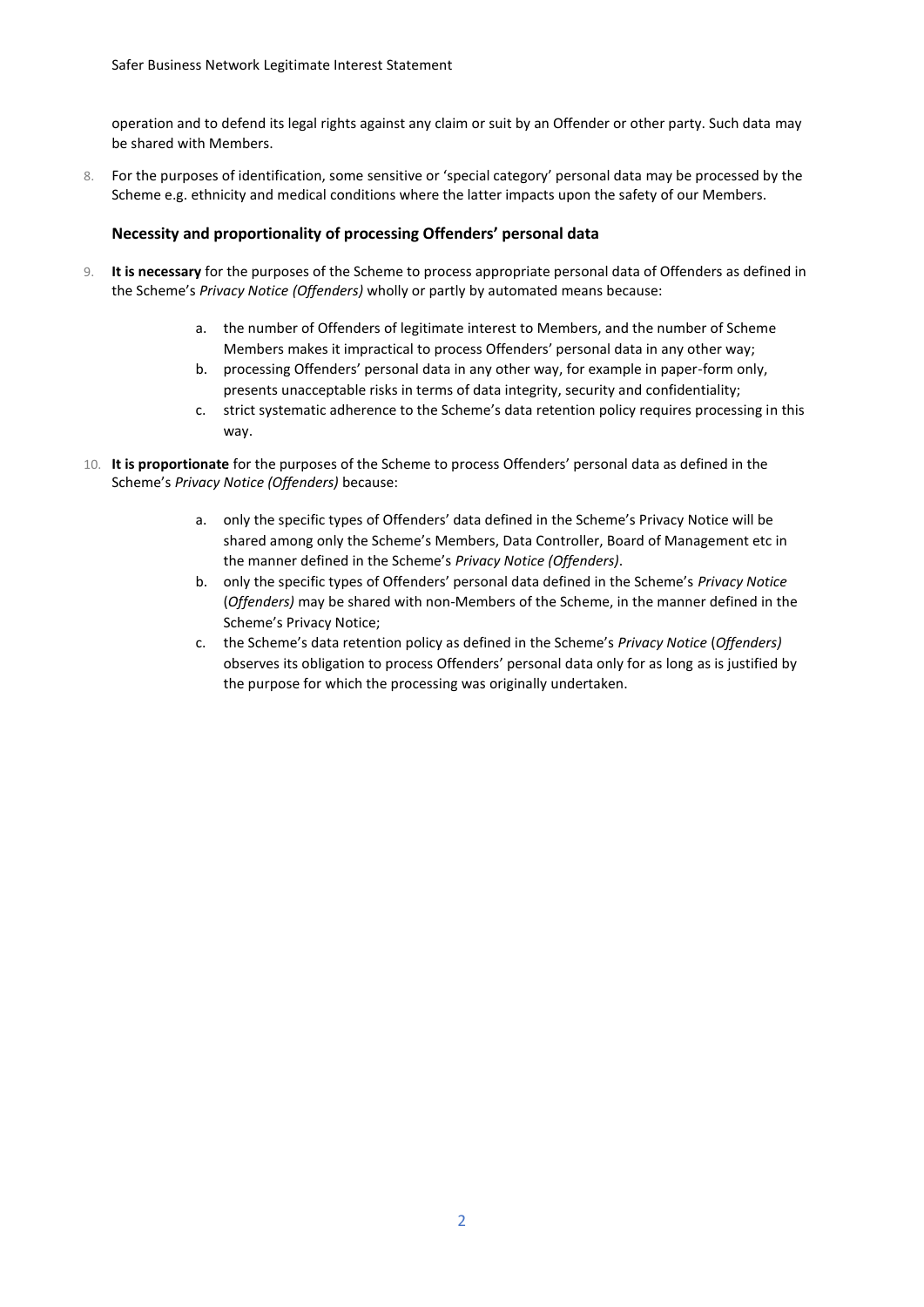operation and to defend its legal rights against any claim or suit by an Offender or other party. Such data may be shared with Members.

8. For the purposes of identification, some sensitive or 'special category' personal data may be processed by the Scheme e.g. ethnicity and medical conditions where the latter impacts upon the safety of our Members.

### Necessity and proportionality of processing Offenders' personal data

9. **It is necessary** for the purposes of the Scheme to process appropriate personal data of Offenders as defined in the Scheme's *Privacy Notice (Offenders)* wholly or partly by automated means because:
   a. the number of Offenders of legitimate interest to Members, and the number of Scheme Members makes it impractical to process Offenders' personal data in any other way;
   b. processing Offenders' personal data in any other way, for example in paper-form only, presents unacceptable risks in terms of data integrity, security and confidentiality;
   c. strict systematic adherence to the Scheme's data retention policy requires processing in this way.

10. **It is proportionate** for the purposes of the Scheme to process Offenders' personal data as defined in the Scheme's *Privacy Notice (Offenders)* because:
    a. only the specific types of Offenders' data defined in the Scheme's Privacy Notice will be shared among only the Scheme's Members, Data Controller, Board of Management etc in the manner defined in the Scheme's *Privacy Notice (Offenders)*.
    b. only the specific types of Offenders' personal data defined in the Scheme's *Privacy Notice* (*Offenders)* may be shared with non-Members of the Scheme, in the manner defined in the Scheme's Privacy Notice;
    c. the Scheme's data retention policy as defined in the Scheme's *Privacy Notice* (*Offenders)* observes its obligation to process Offenders' personal data only for as long as is justified by the purpose for which the processing was originally undertaken.